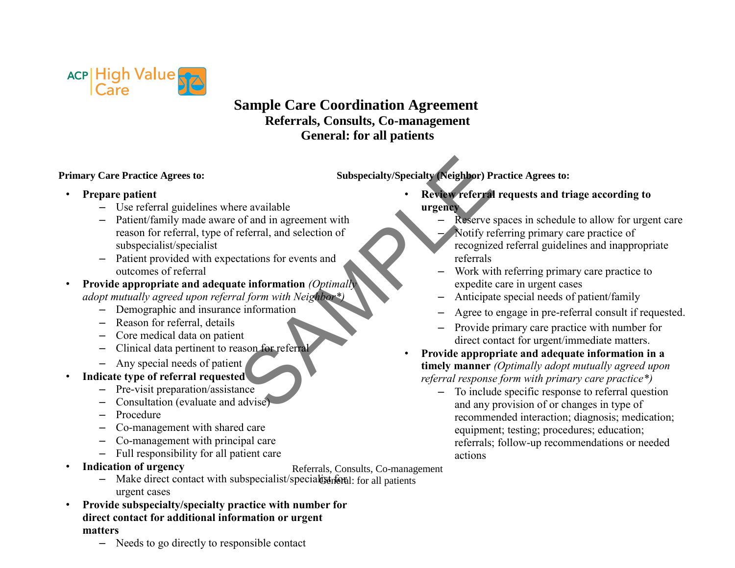ACP | High Value Care

# Sample Care Coordination Agreement

## Referrals, Consults, Co-management

## General: for all patients

**Primary Care Practice Agrees to:**

- **Prepare patient**
  - Use referral guidelines where available
  - Patient/family made aware of and in agreement with reason for referral, type of referral, and selection of subspecialist/specialist
  - Patient provided with expectations for events and outcomes of referral
- **Provide appropriate and adequate information** *(Optimally adopt mutually agreed upon referral form with Neighbor*)*
  - Demographic and insurance information
  - Reason for referral, details
  - Core medical data on patient
  - Clinical data pertinent to reason for referral
  - Any special needs of patient
- **Indicate type of referral requested**
  - Pre-visit preparation/assistance
  - Consultation (evaluate and advise)
  - Procedure
  - Co-management with shared care
  - Co-management with principal care
  - Full responsibility for all patient care
- **Indication of urgency**
  - Make direct contact with subspecialist/specialist for urgent cases
- **Provide subspecialty/specialty practice with number for direct contact for additional information or urgent matters**
  - Needs to go directly to responsible contact

**Subspecialty/Specialty (Neighbor) Practice Agrees to:**

- **Review referral requests and triage according to urgency**
  - Reserve spaces in schedule to allow for urgent care
  - Notify referring primary care practice of recognized referral guidelines and inappropriate referrals
  - Work with referring primary care practice to expedite care in urgent cases
  - Anticipate special needs of patient/family
  - Agree to engage in pre-referral consult if requested.
  - Provide primary care practice with number for direct contact for urgent/immediate matters.
- **Provide appropriate and adequate information in a timely manner** *(Optimally adopt mutually agreed upon referral response form with primary care practice*)*
  - To include specific response to referral question and any provision of or changes in type of recommended interaction; diagnosis; medication; equipment; testing; procedures; education; referrals; follow-up recommendations or needed actions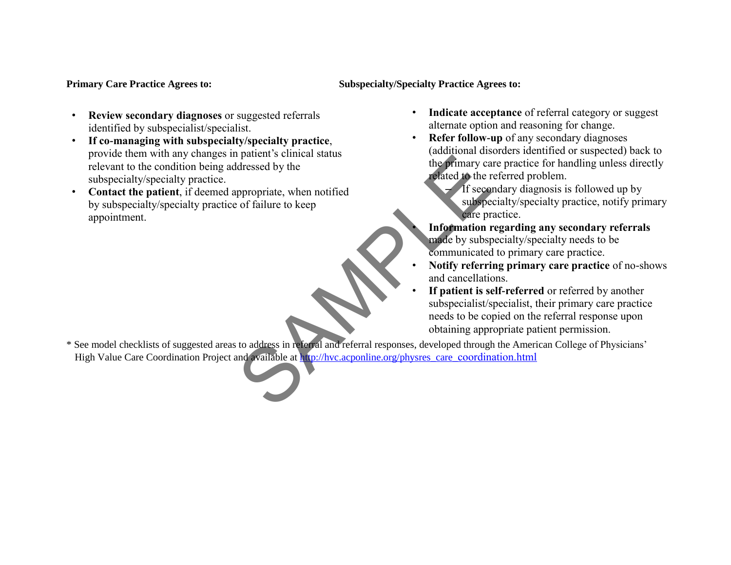**Primary Care Practice Agrees to:**

- **Review secondary diagnoses** or suggested referrals identified by subspecialist/specialist.
- **If co-managing with subspecialty/specialty practice**, provide them with any changes in patient's clinical status relevant to the condition being addressed by the subspecialty/specialty practice.
- **Contact the patient**, if deemed appropriate, when notified by subspecialty/specialty practice of failure to keep appointment.

**Subspecialty/Specialty Practice Agrees to:**

- **Indicate acceptance** of referral category or suggest alternate option and reasoning for change.
- **Refer follow-up** of any secondary diagnoses (additional disorders identified or suspected) back to the primary care practice for handling unless directly related to the referred problem.
  - If secondary diagnosis is followed up by subspecialty/specialty practice, notify primary care practice.
- **Information regarding any secondary referrals** made by subspecialty/specialty needs to be communicated to primary care practice.
- **Notify referring primary care practice** of no-shows and cancellations.
- **If patient is self-referred** or referred by another subspecialist/specialist, their primary care practice needs to be copied on the referral response upon obtaining appropriate patient permission.

* See model checklists of suggested areas to address in referral and referral responses, developed through the American College of Physicians' High Value Care Coordination Project and available at http://hvc.acponline.org/physres_care_coordination.html

SAMPLE